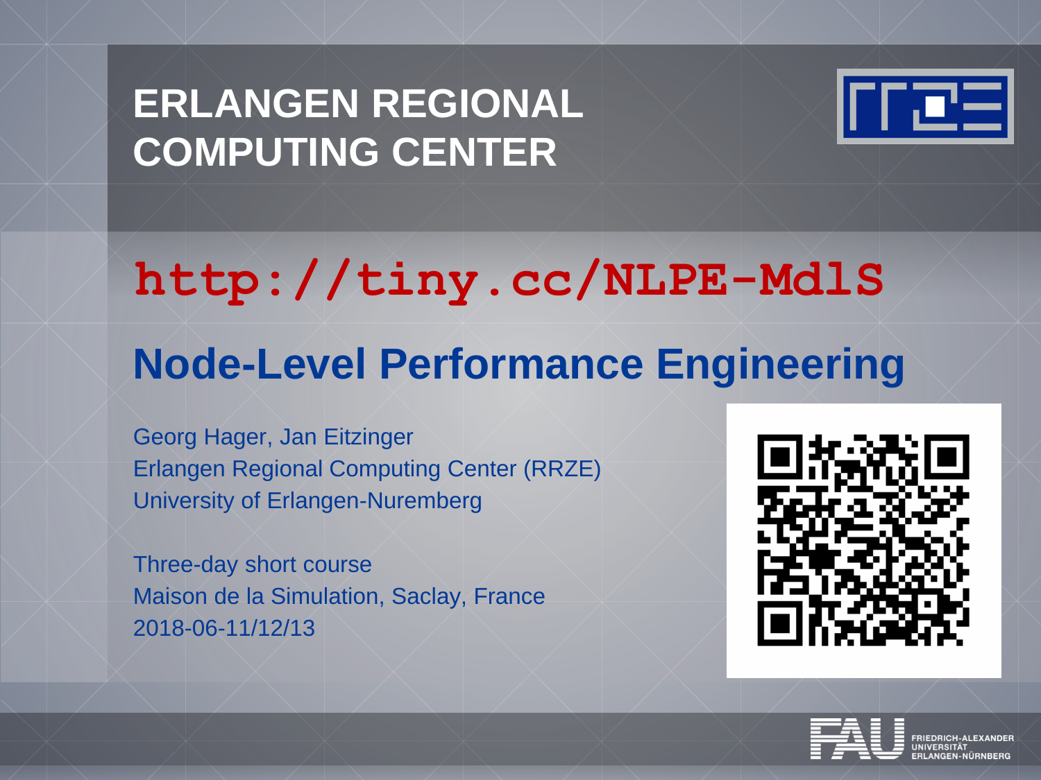# ERLANGEN REGIONAL COMPUTING CENTER

**http://tiny.cc/NLPE-MdlS**

## Node-Level Performance Engineering

Georg Hager, Jan Eitzinger
Erlangen Regional Computing Center (RRZE)
University of Erlangen-Nuremberg

Three-day short course
Maison de la Simulation, Saclay, France
2018-06-11/12/13

FRIEDRICH-ALEXANDER UNIVERSITÄT ERLANGEN-NÜRNBERG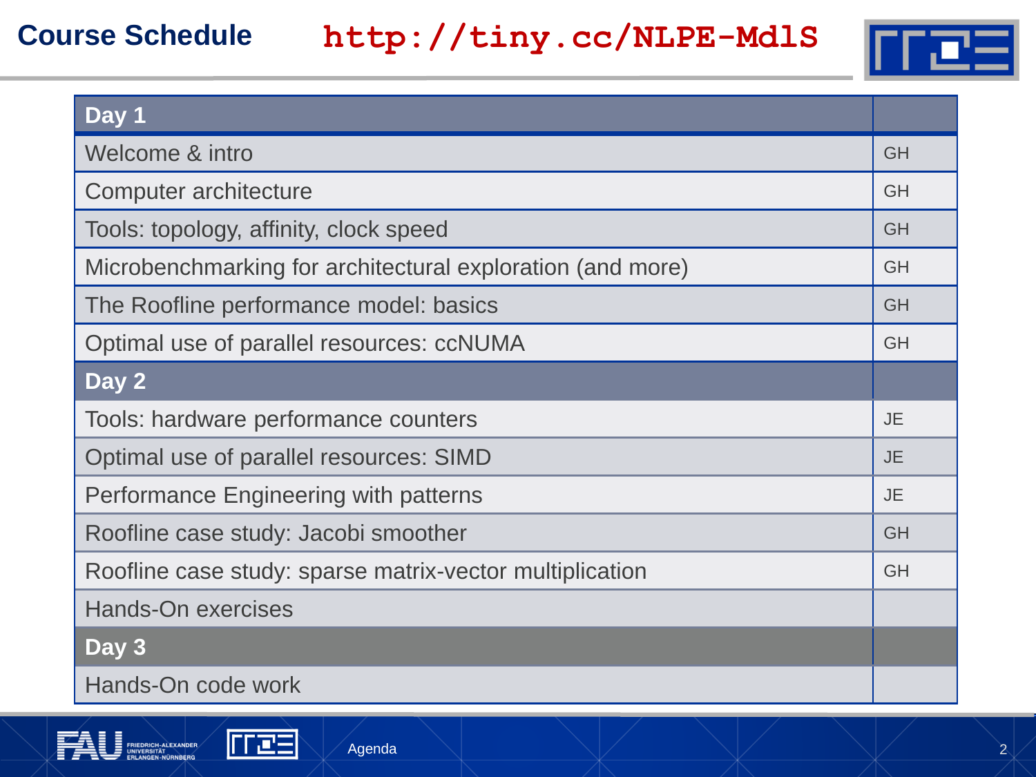# Course Schedule

http://tiny.cc/NLPE-MdlS

| Day 1 | |
|---|---|
| Welcome & intro | GH |
| Computer architecture | GH |
| Tools: topology, affinity, clock speed | GH |
| Microbenchmarking for architectural exploration (and more) | GH |
| The Roofline performance model: basics | GH |
| Optimal use of parallel resources: ccNUMA | GH |
| **Day 2** | |
| Tools: hardware performance counters | JE |
| Optimal use of parallel resources: SIMD | JE |
| Performance Engineering with patterns | JE |
| Roofline case study: Jacobi smoother | GH |
| Roofline case study: sparse matrix-vector multiplication | GH |
| Hands-On exercises | |
| **Day 3** | |
| Hands-On code work | |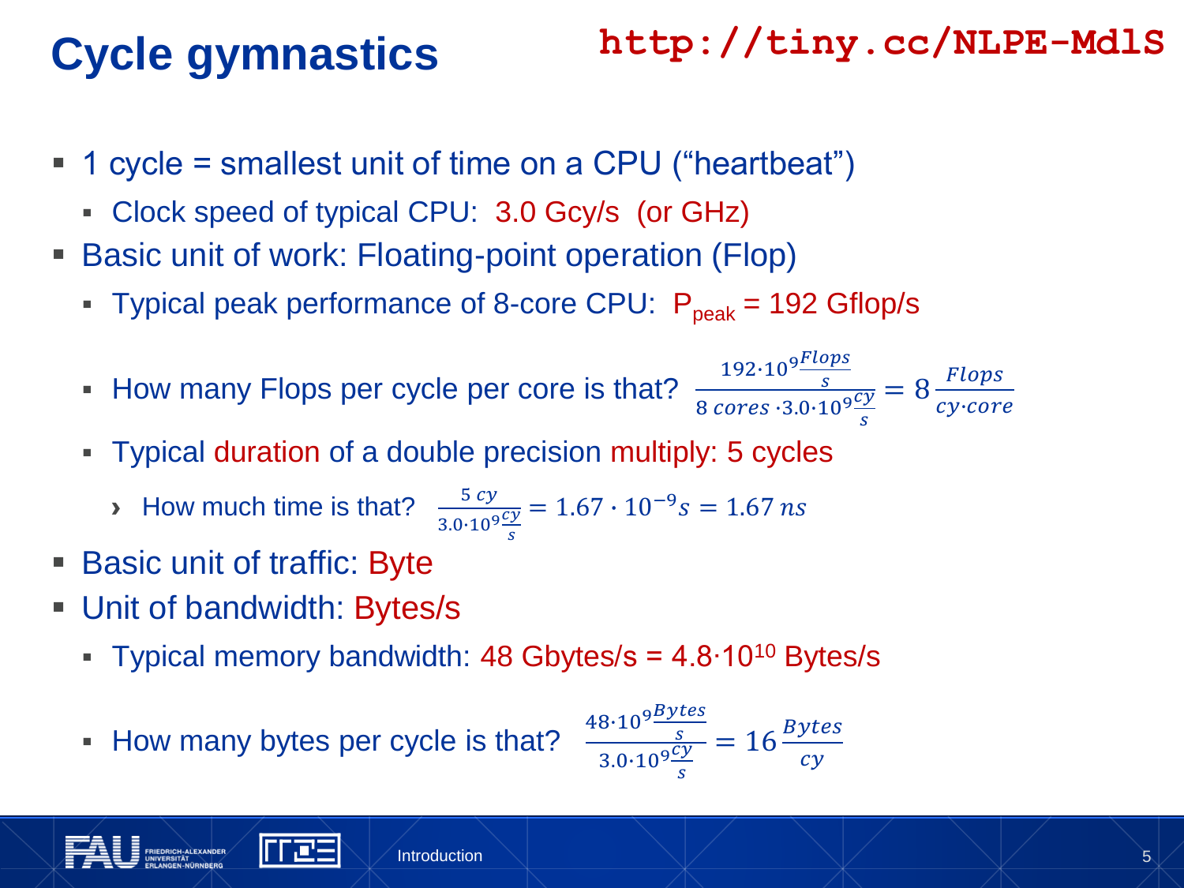# Cycle gymnastics

**http://tiny.cc/NLPE-Md1S**

- 1 cycle = smallest unit of time on a CPU ("heartbeat")
  - Clock speed of typical CPU: 3.0 Gcy/s (or GHz)
- Basic unit of work: Floating-point operation (Flop)
  - Typical peak performance of 8-core CPU: $P_{peak}$ = 192 Gflop/s
  - How many Flops per cycle per core is that? $\frac{192 \cdot 10^9 \frac{Flops}{s}}{8\ cores \cdot 3.0 \cdot 10^9 \frac{cy}{s}} = 8 \frac{Flops}{cy \cdot core}$
  - Typical duration of a double precision multiply: 5 cycles
    - How much time is that? $\frac{5\ cy}{3.0 \cdot 10^9 \frac{cy}{s}} = 1.67 \cdot 10^{-9} s = 1.67\ ns$
- Basic unit of traffic: Byte
- Unit of bandwidth: Bytes/s
  - Typical memory bandwidth: 48 Gbytes/s = $4.8 \cdot 10^{10}$ Bytes/s
  - How many bytes per cycle is that? $\frac{48 \cdot 10^9 \frac{Bytes}{s}}{3.0 \cdot 10^9 \frac{cy}{s}} = 16 \frac{Bytes}{cy}$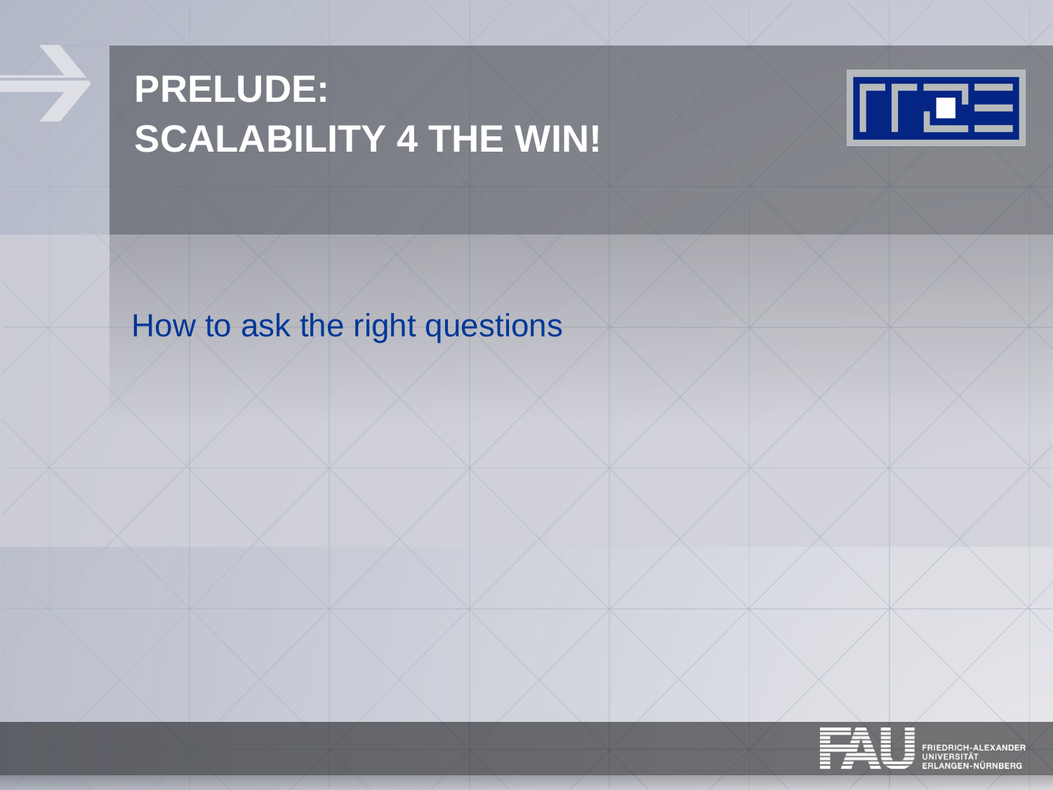# PRELUDE:
# SCALABILITY 4 THE WIN!

How to ask the right questions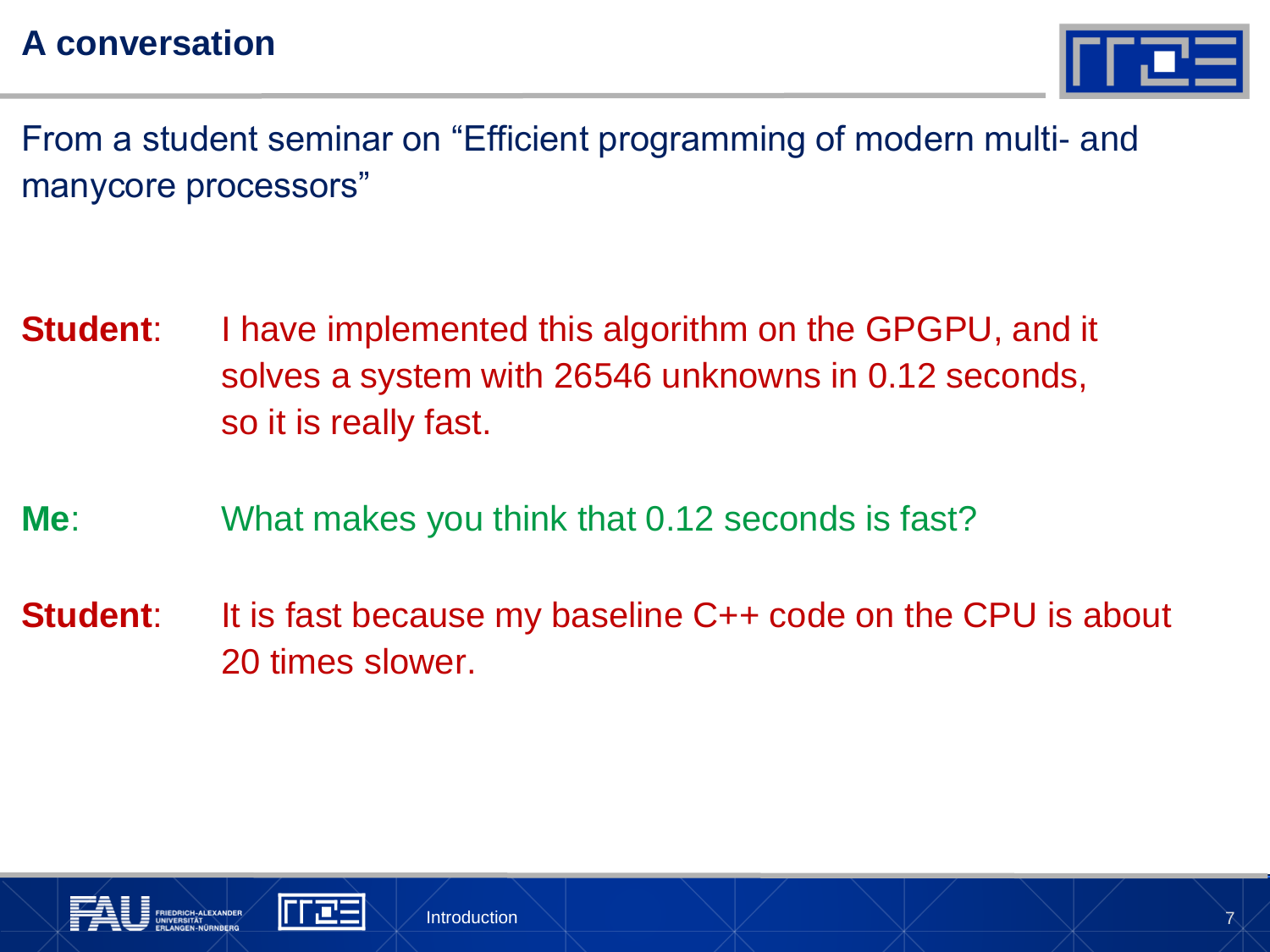# A conversation

From a student seminar on “Efficient programming of modern multi- and manycore processors”

**Student**: I have implemented this algorithm on the GPGPU, and it solves a system with 26546 unknowns in 0.12 seconds, so it is really fast.

**Me**: What makes you think that 0.12 seconds is fast?

**Student**: It is fast because my baseline C++ code on the CPU is about 20 times slower.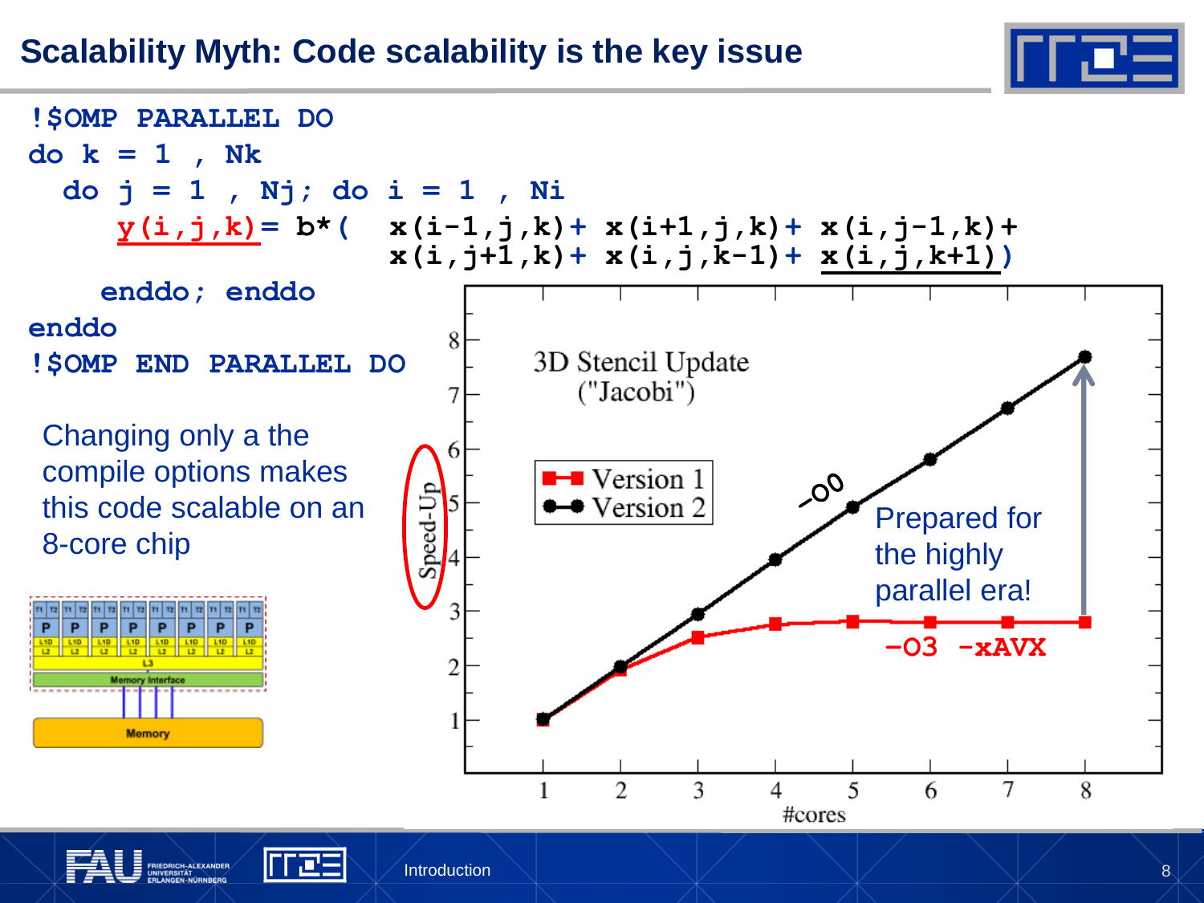# Scalability Myth: Code scalability is the key issue

```
!$OMP PARALLEL DO
do k = 1 , Nk
  do j = 1 , Nj; do i = 1 , Ni
     y(i,j,k)= b*(  x(i-1,j,k)+ x(i+1,j,k)+ x(i,j-1,k)+
                    x(i,j+1,k)+ x(i,j,k-1)+ x(i,j,k+1))
    enddo; enddo
enddo
!$OMP END PARALLEL DO
```

Changing only a the compile options makes this code scalable on an 8-core chip

3D Stencil Update ("Jacobi")

- Version 1: -O3 -xAVX
- Version 2: -O0

Prepared for the highly parallel era!

Speed-Up vs. #cores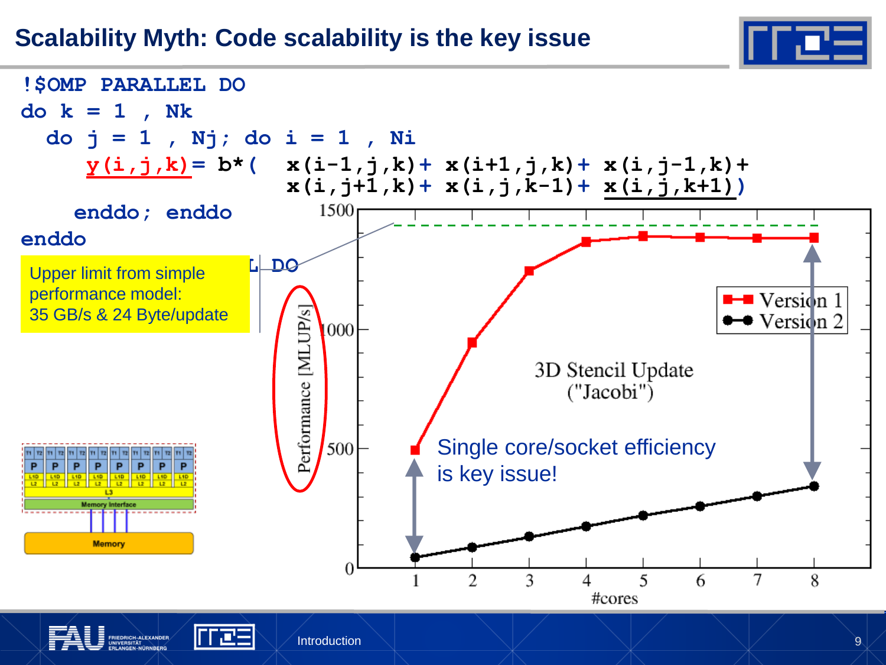# Scalability Myth: Code scalability is the key issue

```
!$OMP PARALLEL DO
do k = 1 , Nk
  do j = 1 , Nj; do i = 1 , Ni
     y(i,j,k)= b*(  x(i-1,j,k)+ x(i+1,j,k)+ x(i,j-1,k)+
                    x(i,j+1,k)+ x(i,j,k-1)+ x(i,j,k+1))
    enddo; enddo
enddo
!$OMP END PARALLEL DO
```

Upper limit from simple performance model:
35 GB/s & 24 Byte/update

3D Stencil Update ("Jacobi")

Performance [MLUP/s] vs. #cores (1–8)

- Version 1
- Version 2

Single core/socket efficiency is key issue!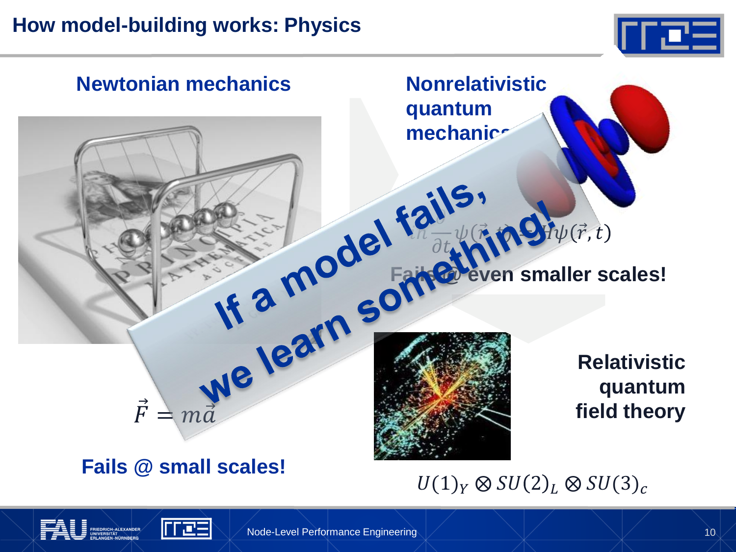# How model-building works: Physics

## Newtonian mechanics

$$\vec{F} = m\vec{a}$$

**Fails @ small scales!**

## Nonrelativistic quantum mechanics

$$i\hbar\frac{\partial}{\partial t}\psi(\vec{r},t) = H\psi(\vec{r},t)$$

**Fails @ even smaller scales!**

## Relativistic quantum field theory

$$U(1)_Y \otimes SU(2)_L \otimes SU(3)_c$$

**If a model fails, we learn something!**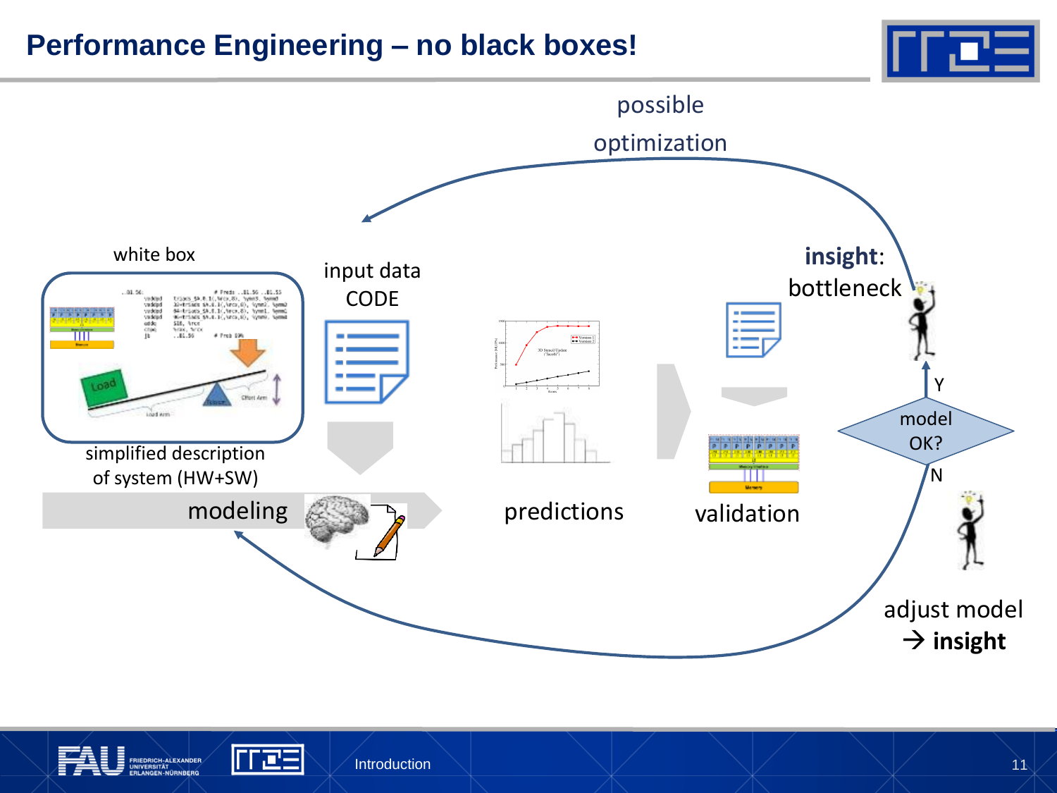# Performance Engineering – no black boxes!

possible optimization

white box

input data
CODE

insight: bottleneck

simplified description of system (HW+SW)

modeling

predictions

validation

model OK?

Y

N

adjust model → **insight**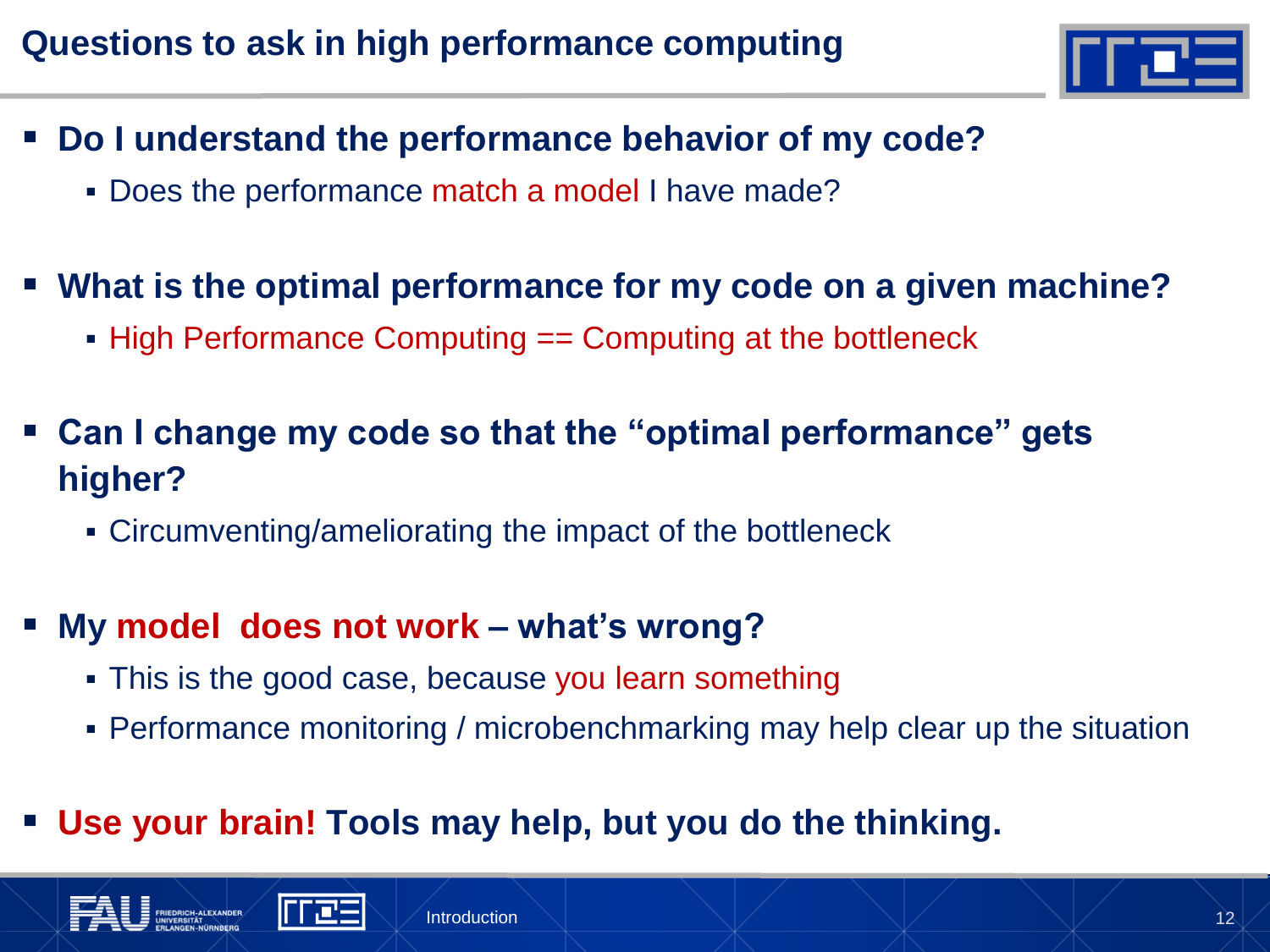# Questions to ask in high performance computing

- **Do I understand the performance behavior of my code?**
  - Does the performance match a model I have made?
- **What is the optimal performance for my code on a given machine?**
  - High Performance Computing == Computing at the bottleneck
- **Can I change my code so that the "optimal performance" gets higher?**
  - Circumventing/ameliorating the impact of the bottleneck
- **My model does not work – what's wrong?**
  - This is the good case, because you learn something
  - Performance monitoring / microbenchmarking may help clear up the situation
- **Use your brain! Tools may help, but you do the thinking.**